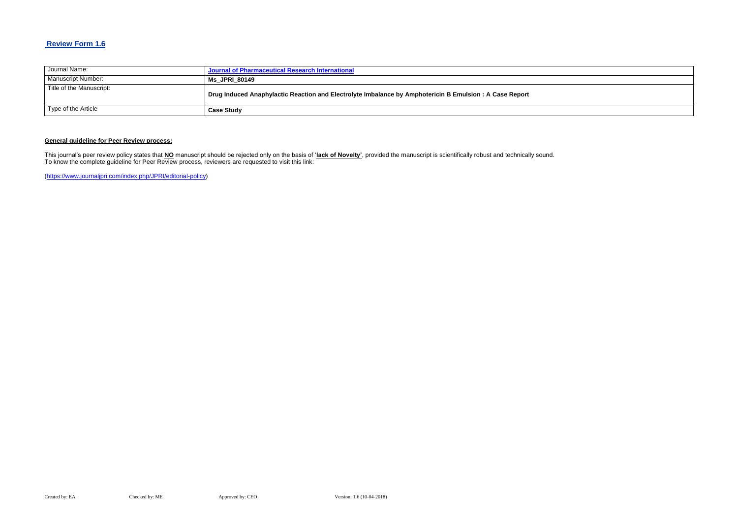## Review Form 1.6

| Journal Name: | **Journal of Pharmaceutical Research International** |
| --- | --- |
| Manuscript Number: | **Ms_JPRI_80149** |
| Title of the Manuscript: | **Drug Induced Anaphylactic Reaction and Electrolyte Imbalance by Amphotericin B Emulsion : A Case Report** |
| Type of the Article | **Case Study** |

**General guideline for Peer Review process:**

This journal's peer review policy states that **NO** manuscript should be rejected only on the basis of '**lack of Novelty'**, provided the manuscript is scientifically robust and technically sound.
To know the complete guideline for Peer Review process, reviewers are requested to visit this link:

(https://www.journaljpri.com/index.php/JPRI/editorial-policy)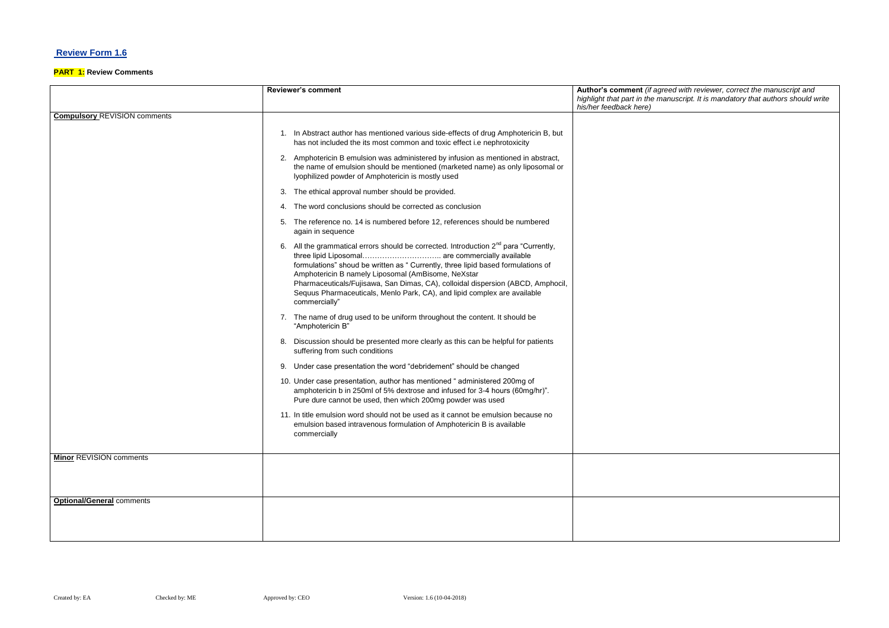## Review Form 1.6

**PART 1:** **Review Comments**

| | Reviewer's comment | **Author's comment** *(if agreed with reviewer, correct the manuscript and highlight that part in the manuscript. It is mandatory that authors should write his/her feedback here)* |
|---|---|---|
| **Compulsory** REVISION comments | 1. In Abstract author has mentioned various side-effects of drug Amphotericin B, but has not included the its most common and toxic effect i.e nephrotoxicity<br>2. Amphotericin B emulsion was administered by infusion as mentioned in abstract, the name of emulsion should be mentioned (marketed name) as only liposomal or lyophilized powder of Amphotericin is mostly used<br>3. The ethical approval number should be provided.<br>4. The word conclusions should be corrected as conclusion<br>5. The reference no. 14 is numbered before 12, references should be numbered again in sequence<br>6. All the grammatical errors should be corrected. Introduction $2^{nd}$ para "Currently, three lipid Liposomal………………………….. are commercially available formulations" shoud be written as " Currently, three lipid based formulations of Amphotericin B namely Liposomal (AmBisome, NeXstar Pharmaceuticals/Fujisawa, San Dimas, CA), colloidal dispersion (ABCD, Amphocil, Sequus Pharmaceuticals, Menlo Park, CA), and lipid complex are available commercially"<br>7. The name of drug used to be uniform throughout the content. It should be "Amphotericin B"<br>8. Discussion should be presented more clearly as this can be helpful for patients suffering from such conditions<br>9. Under case presentation the word "debridement" should be changed<br>10. Under case presentation, author has mentioned " administered 200mg of amphotericin b in 250ml of 5% dextrose and infused for 3-4 hours (60mg/hr)". Pure dure cannot be used, then which 200mg powder was used<br>11. In title emulsion word should not be used as it cannot be emulsion because no emulsion based intravenous formulation of Amphotericin B is available commercially | |
| **Minor** REVISION comments | | |
| **Optional/General** comments | | |

Created by: EA Checked by: ME Approved by: CEO Version: 1.6 (10-04-2018)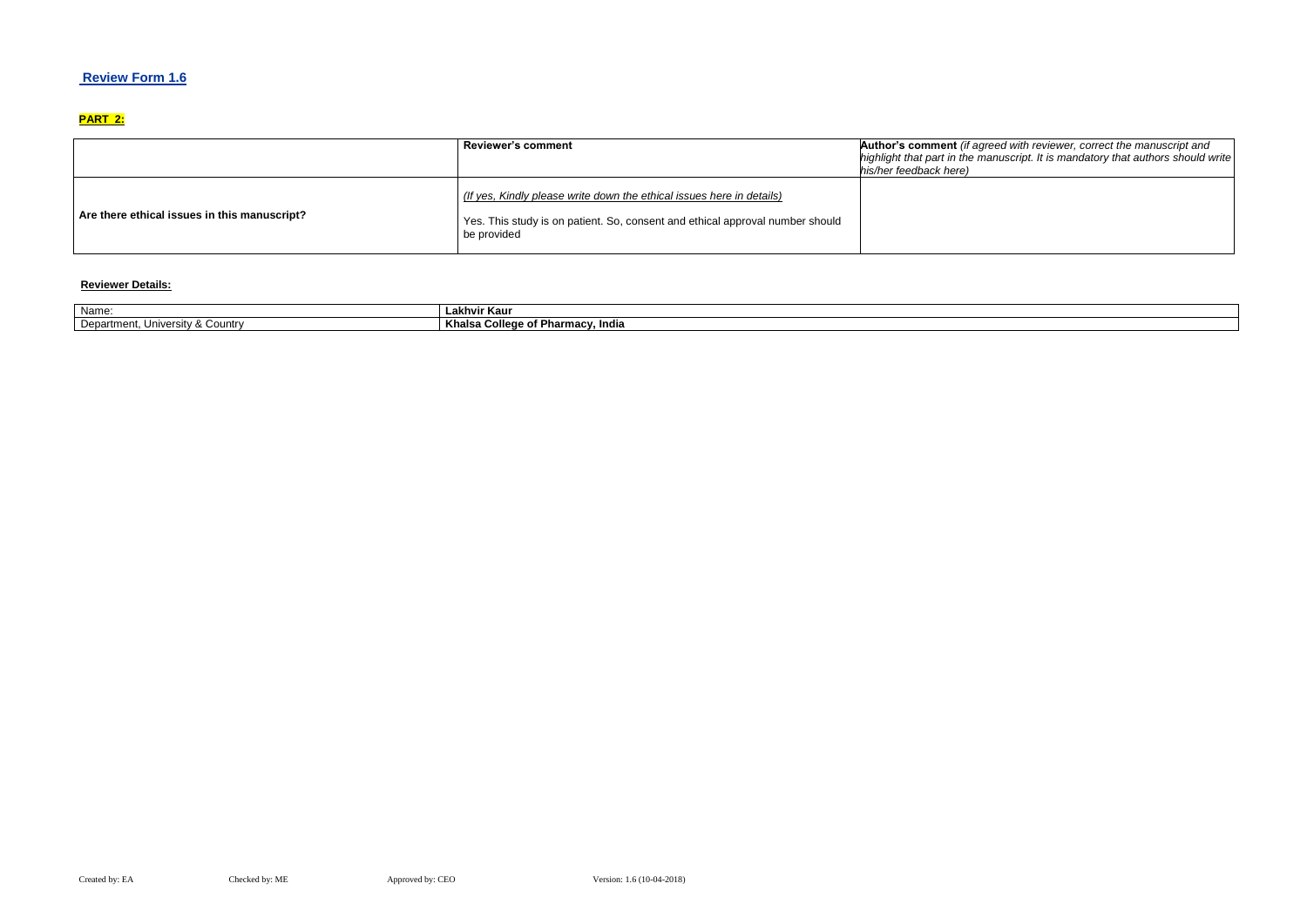## Review Form 1.6

### PART 2:

| | Reviewer's comment | **Author's comment** *(if agreed with reviewer, correct the manuscript and highlight that part in the manuscript. It is mandatory that authors should write his/her feedback here)* |
|---|---|---|
| **Are there ethical issues in this manuscript?** | *(If yes, Kindly please write down the ethical issues here in details)*<br><br>Yes. This study is on patient. So, consent and ethical approval number should be provided | |

### Reviewer Details:

| | |
|---|---|
| Name: | **Lakhvir Kaur** |
| Department, University & Country | **Khalsa College of Pharmacy, India** |

Created by: EA Checked by: ME Approved by: CEO Version: 1.6 (10-04-2018)